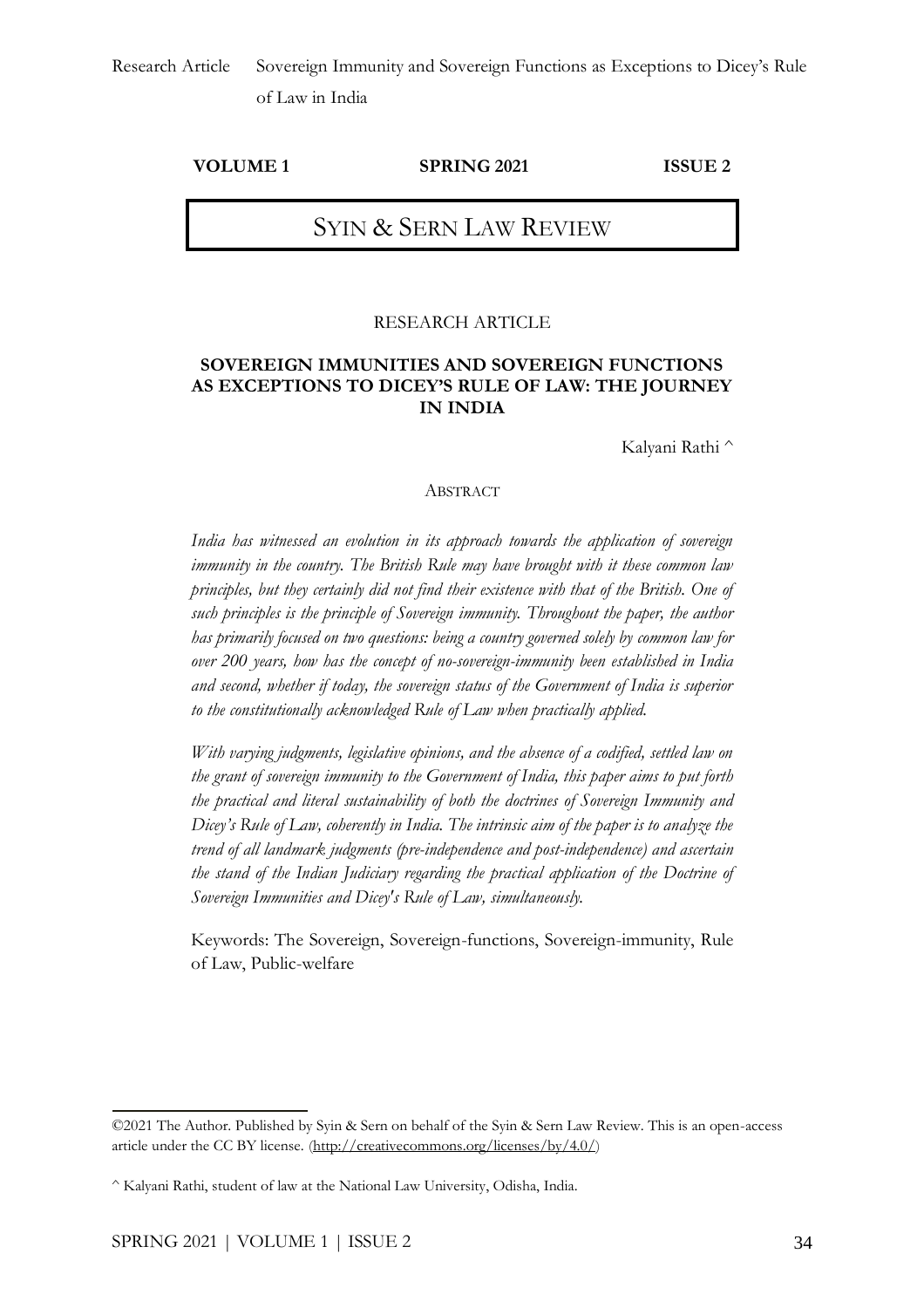# SYIN & SERN LAW REVIEW

RESEARCH ARTICLE

## SOVEREIGN IMMUNITIES AND SOVEREIGN FUNCTIONS AS EXCEPTIONS TO DICEY'S RULE OF LAW: THE JOURNEY IN INDIA

Kalyani Rathi ^

### ABSTRACT

*India has witnessed an evolution in its approach towards the application of sovereign immunity in the country. The British Rule may have brought with it these common law principles, but they certainly did not find their existence with that of the British. One of such principles is the principle of Sovereign immunity. Throughout the paper, the author has primarily focused on two questions: being a country governed solely by common law for over 200 years, how has the concept of no-sovereign-immunity been established in India and second, whether if today, the sovereign status of the Government of India is superior to the constitutionally acknowledged Rule of Law when practically applied.*

*With varying judgments, legislative opinions, and the absence of a codified, settled law on the grant of sovereign immunity to the Government of India, this paper aims to put forth the practical and literal sustainability of both the doctrines of Sovereign Immunity and Dicey's Rule of Law, coherently in India. The intrinsic aim of the paper is to analyze the trend of all landmark judgments (pre-independence and post-independence) and ascertain the stand of the Indian Judiciary regarding the practical application of the Doctrine of Sovereign Immunities and Dicey's Rule of Law, simultaneously.*

Keywords: The Sovereign, Sovereign-functions, Sovereign-immunity, Rule of Law, Public-welfare

---

©2021 The Author. Published by Syin & Sern on behalf of the Syin & Sern Law Review. This is an open-access article under the CC BY license. (http://creativecommons.org/licenses/by/4.0/)

^ Kalyani Rathi, student of law at the National Law University, Odisha, India.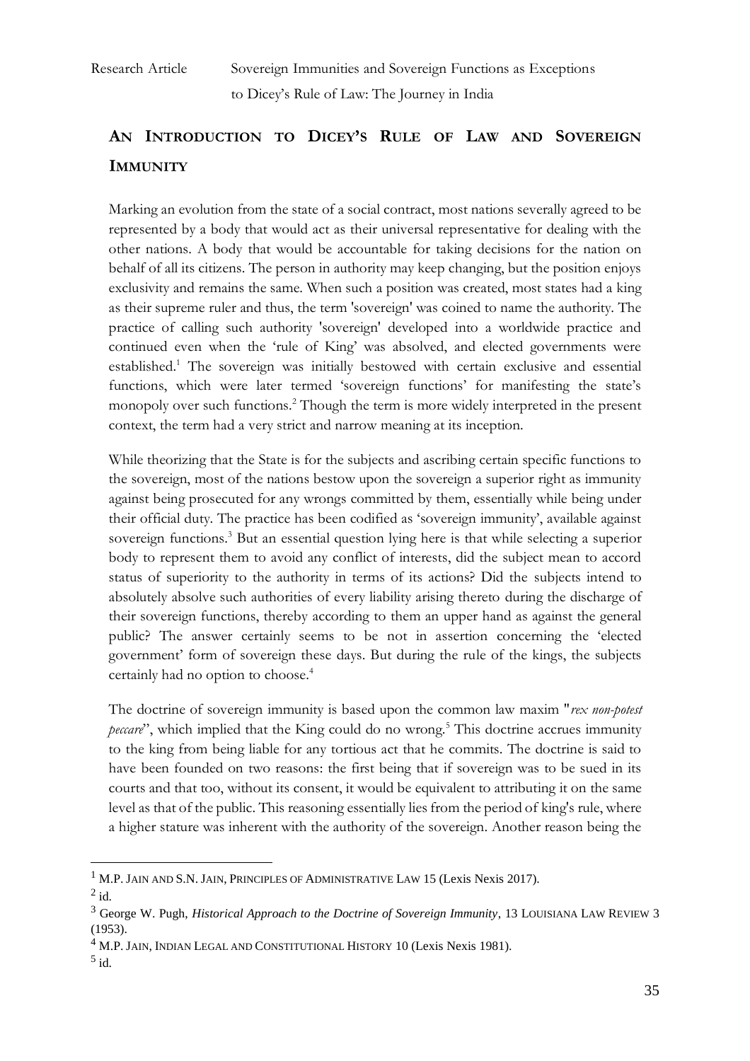## AN INTRODUCTION TO DICEY'S RULE OF LAW AND SOVEREIGN IMMUNITY

Marking an evolution from the state of a social contract, most nations severally agreed to be represented by a body that would act as their universal representative for dealing with the other nations. A body that would be accountable for taking decisions for the nation on behalf of all its citizens. The person in authority may keep changing, but the position enjoys exclusivity and remains the same. When such a position was created, most states had a king as their supreme ruler and thus, the term 'sovereign' was coined to name the authority. The practice of calling such authority 'sovereign' developed into a worldwide practice and continued even when the 'rule of King' was absolved, and elected governments were established.[1] The sovereign was initially bestowed with certain exclusive and essential functions, which were later termed 'sovereign functions' for manifesting the state's monopoly over such functions.[2] Though the term is more widely interpreted in the present context, the term had a very strict and narrow meaning at its inception.

While theorizing that the State is for the subjects and ascribing certain specific functions to the sovereign, most of the nations bestow upon the sovereign a superior right as immunity against being prosecuted for any wrongs committed by them, essentially while being under their official duty. The practice has been codified as 'sovereign immunity', available against sovereign functions.[3] But an essential question lying here is that while selecting a superior body to represent them to avoid any conflict of interests, did the subject mean to accord status of superiority to the authority in terms of its actions? Did the subjects intend to absolutely absolve such authorities of every liability arising thereto during the discharge of their sovereign functions, thereby according to them an upper hand as against the general public? The answer certainly seems to be not in assertion concerning the 'elected government' form of sovereign these days. But during the rule of the kings, the subjects certainly had no option to choose.[4]

The doctrine of sovereign immunity is based upon the common law maxim "*rex non-potest peccare*", which implied that the King could do no wrong.[5] This doctrine accrues immunity to the king from being liable for any tortious act that he commits. The doctrine is said to have been founded on two reasons: the first being that if sovereign was to be sued in its courts and that too, without its consent, it would be equivalent to attributing it on the same level as that of the public. This reasoning essentially lies from the period of king's rule, where a higher stature was inherent with the authority of the sovereign. Another reason being the

---

[1] M.P. JAIN AND S.N. JAIN, PRINCIPLES OF ADMINISTRATIVE LAW 15 (Lexis Nexis 2017).

[2] id.

[3] George W. Pugh, *Historical Approach to the Doctrine of Sovereign Immunity*, 13 LOUISIANA LAW REVIEW 3 (1953).

[4] M.P. JAIN, INDIAN LEGAL AND CONSTITUTIONAL HISTORY 10 (Lexis Nexis 1981).

[5] id.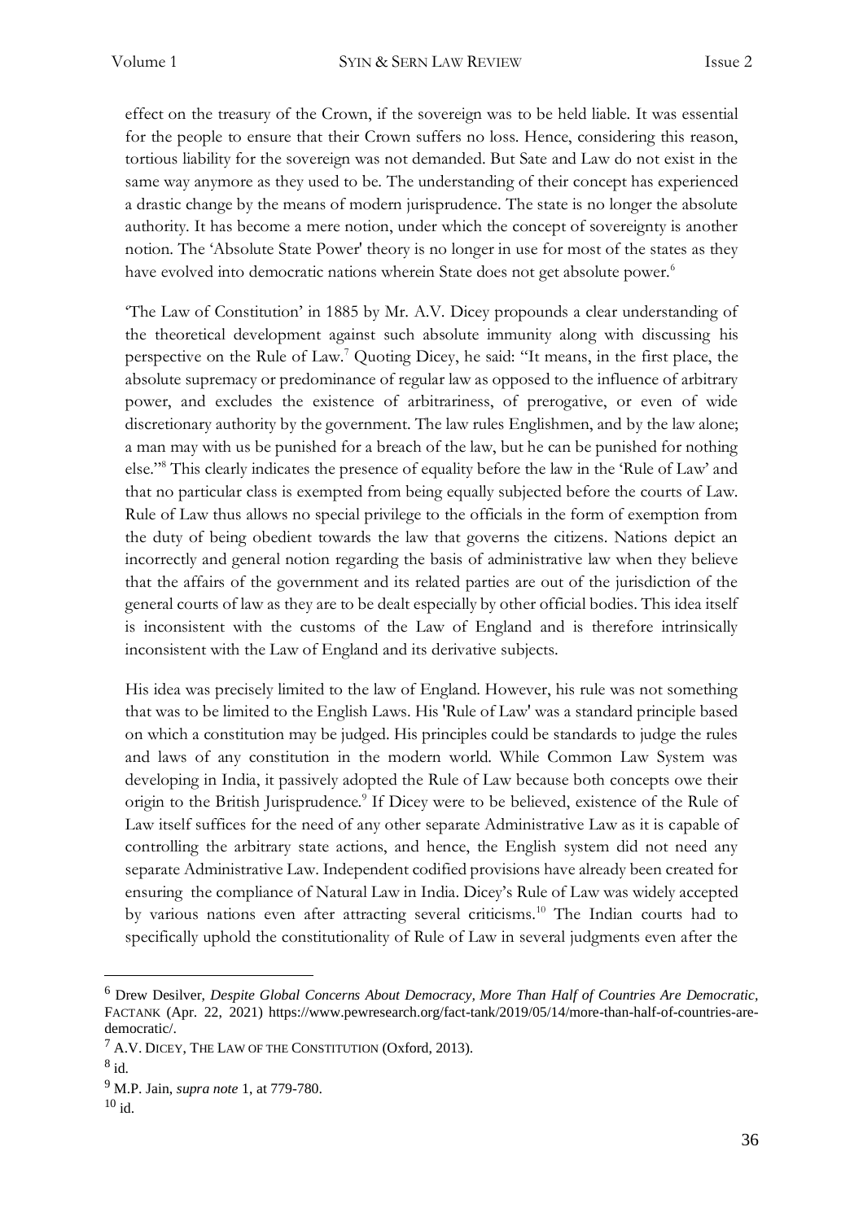effect on the treasury of the Crown, if the sovereign was to be held liable. It was essential for the people to ensure that their Crown suffers no loss. Hence, considering this reason, tortious liability for the sovereign was not demanded. But Sate and Law do not exist in the same way anymore as they used to be. The understanding of their concept has experienced a drastic change by the means of modern jurisprudence. The state is no longer the absolute authority. It has become a mere notion, under which the concept of sovereignty is another notion. The 'Absolute State Power' theory is no longer in use for most of the states as they have evolved into democratic nations wherein State does not get absolute power.[6]

'The Law of Constitution' in 1885 by Mr. A.V. Dicey propounds a clear understanding of the theoretical development against such absolute immunity along with discussing his perspective on the Rule of Law.[7] Quoting Dicey, he said: "It means, in the first place, the absolute supremacy or predominance of regular law as opposed to the influence of arbitrary power, and excludes the existence of arbitrariness, of prerogative, or even of wide discretionary authority by the government. The law rules Englishmen, and by the law alone; a man may with us be punished for a breach of the law, but he can be punished for nothing else."[8] This clearly indicates the presence of equality before the law in the 'Rule of Law' and that no particular class is exempted from being equally subjected before the courts of Law. Rule of Law thus allows no special privilege to the officials in the form of exemption from the duty of being obedient towards the law that governs the citizens. Nations depict an incorrectly and general notion regarding the basis of administrative law when they believe that the affairs of the government and its related parties are out of the jurisdiction of the general courts of law as they are to be dealt especially by other official bodies. This idea itself is inconsistent with the customs of the Law of England and is therefore intrinsically inconsistent with the Law of England and its derivative subjects.

His idea was precisely limited to the law of England. However, his rule was not something that was to be limited to the English Laws. His 'Rule of Law' was a standard principle based on which a constitution may be judged. His principles could be standards to judge the rules and laws of any constitution in the modern world. While Common Law System was developing in India, it passively adopted the Rule of Law because both concepts owe their origin to the British Jurisprudence.[9] If Dicey were to be believed, existence of the Rule of Law itself suffices for the need of any other separate Administrative Law as it is capable of controlling the arbitrary state actions, and hence, the English system did not need any separate Administrative Law. Independent codified provisions have already been created for ensuring the compliance of Natural Law in India. Dicey's Rule of Law was widely accepted by various nations even after attracting several criticisms.[10] The Indian courts had to specifically uphold the constitutionality of Rule of Law in several judgments even after the

---

[6] Drew Desilver, *Despite Global Concerns About Democracy, More Than Half of Countries Are Democratic*, FACTANK (Apr. 22, 2021) https://www.pewresearch.org/fact-tank/2019/05/14/more-than-half-of-countries-are-democratic/.

[7] A.V. DICEY, THE LAW OF THE CONSTITUTION (Oxford, 2013).

[8] id.

[9] M.P. Jain, *supra note* 1, at 779-780.

[10] id.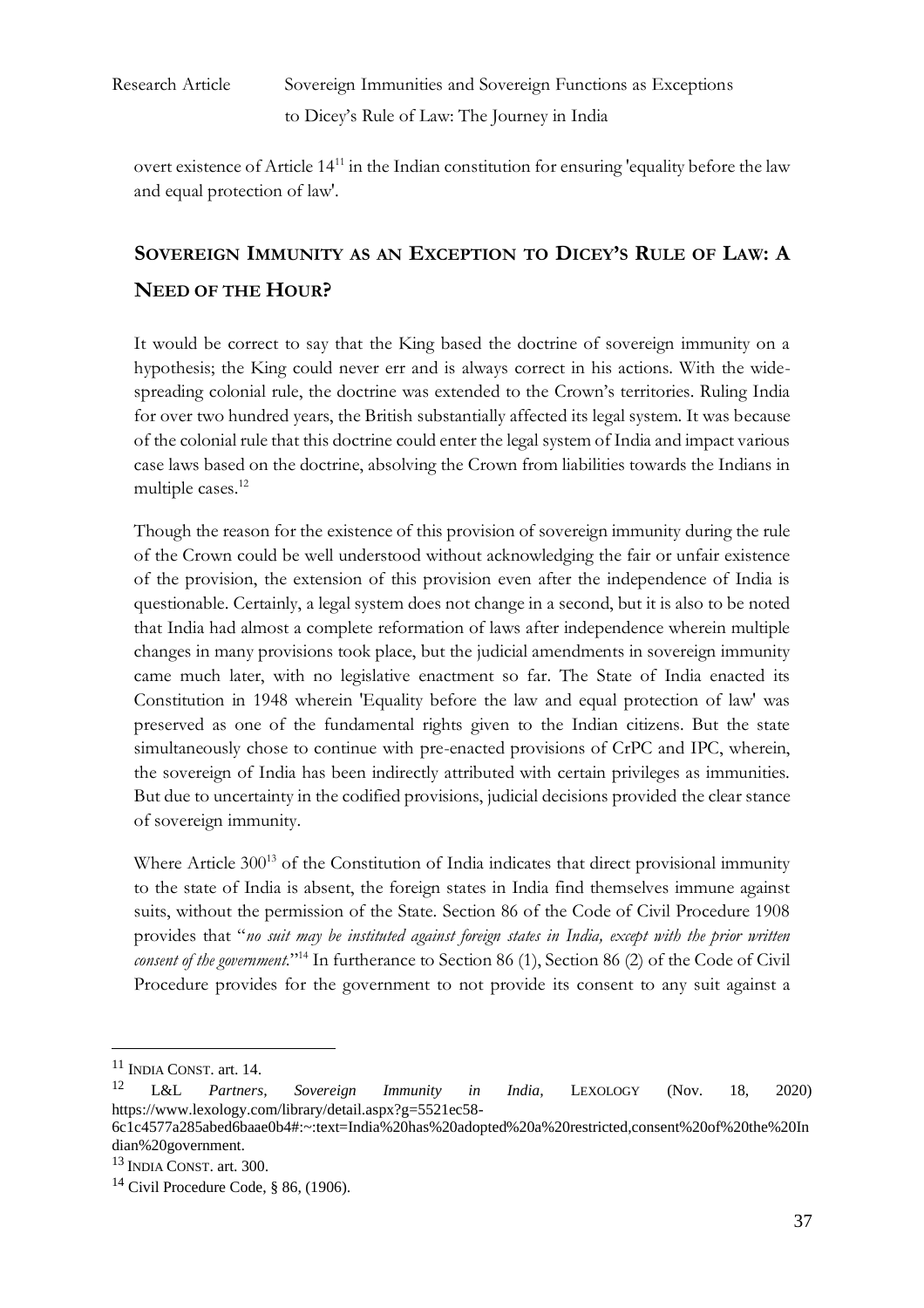overt existence of Article 14[11] in the Indian constitution for ensuring 'equality before the law and equal protection of law'.

## SOVEREIGN IMMUNITY AS AN EXCEPTION TO DICEY'S RULE OF LAW: A NEED OF THE HOUR?

It would be correct to say that the King based the doctrine of sovereign immunity on a hypothesis; the King could never err and is always correct in his actions. With the wide-spreading colonial rule, the doctrine was extended to the Crown's territories. Ruling India for over two hundred years, the British substantially affected its legal system. It was because of the colonial rule that this doctrine could enter the legal system of India and impact various case laws based on the doctrine, absolving the Crown from liabilities towards the Indians in multiple cases.[12]

Though the reason for the existence of this provision of sovereign immunity during the rule of the Crown could be well understood without acknowledging the fair or unfair existence of the provision, the extension of this provision even after the independence of India is questionable. Certainly, a legal system does not change in a second, but it is also to be noted that India had almost a complete reformation of laws after independence wherein multiple changes in many provisions took place, but the judicial amendments in sovereign immunity came much later, with no legislative enactment so far. The State of India enacted its Constitution in 1948 wherein 'Equality before the law and equal protection of law' was preserved as one of the fundamental rights given to the Indian citizens. But the state simultaneously chose to continue with pre-enacted provisions of CrPC and IPC, wherein, the sovereign of India has been indirectly attributed with certain privileges as immunities. But due to uncertainty in the codified provisions, judicial decisions provided the clear stance of sovereign immunity.

Where Article 300[13] of the Constitution of India indicates that direct provisional immunity to the state of India is absent, the foreign states in India find themselves immune against suits, without the permission of the State. Section 86 of the Code of Civil Procedure 1908 provides that "*no suit may be instituted against foreign states in India, except with the prior written consent of the government.*"[14] In furtherance to Section 86 (1), Section 86 (2) of the Code of Civil Procedure provides for the government to not provide its consent to any suit against a

---

[11] INDIA CONST. art. 14.

[12] L&L *Partners, Sovereign Immunity in India,* LEXOLOGY (Nov. 18, 2020) https://www.lexology.com/library/detail.aspx?g=5521ec58-6c1c4577a285abed6baae0b4#:~:text=India%20has%20adopted%20a%20restricted,consent%20of%20the%20Indian%20government.

[13] INDIA CONST. art. 300.

[14] Civil Procedure Code, § 86, (1906).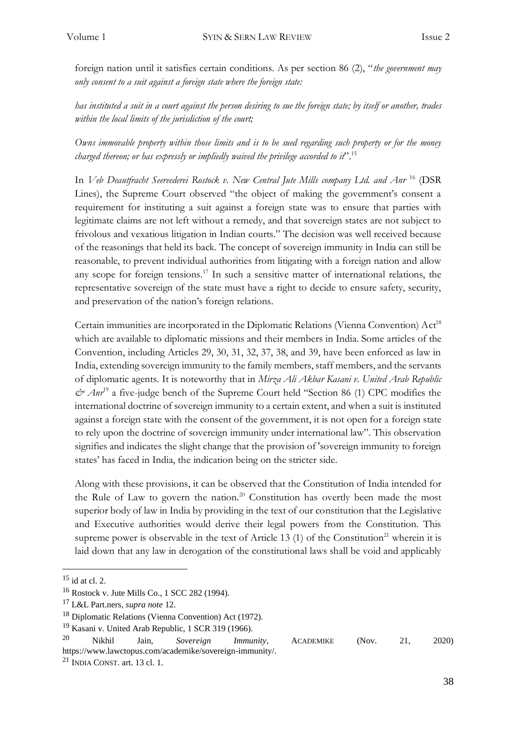foreign nation until it satisfies certain conditions. As per section 86 (2), "*the government may only consent to a suit against a foreign state where the foreign state:*

*has instituted a suit in a court against the person desiring to sue the foreign state; by itself or another, trades within the local limits of the jurisdiction of the court;*

*Owns immovable property within those limits and is to be sued regarding such property or for the money charged thereon; or has expressly or impliedly waived the privilege accorded to it*".[15]

In *Veb Deautfracht Seereederei Rostock v. New Central Jute Mills company Ltd. and Anr* [16] (DSR Lines), the Supreme Court observed "the object of making the government's consent a requirement for instituting a suit against a foreign state was to ensure that parties with legitimate claims are not left without a remedy, and that sovereign states are not subject to frivolous and vexatious litigation in Indian courts." The decision was well received because of the reasonings that held its back. The concept of sovereign immunity in India can still be reasonable, to prevent individual authorities from litigating with a foreign nation and allow any scope for foreign tensions.[17] In such a sensitive matter of international relations, the representative sovereign of the state must have a right to decide to ensure safety, security, and preservation of the nation's foreign relations.

Certain immunities are incorporated in the Diplomatic Relations (Vienna Convention) Act[18] which are available to diplomatic missions and their members in India. Some articles of the Convention, including Articles 29, 30, 31, 32, 37, 38, and 39, have been enforced as law in India, extending sovereign immunity to the family members, staff members, and the servants of diplomatic agents. It is noteworthy that in *Mirza Ali Akbar Kasani v. United Arab Republic & Anr*[19] a five-judge bench of the Supreme Court held "Section 86 (1) CPC modifies the international doctrine of sovereign immunity to a certain extent, and when a suit is instituted against a foreign state with the consent of the government, it is not open for a foreign state to rely upon the doctrine of sovereign immunity under international law". This observation signifies and indicates the slight change that the provision of 'sovereign immunity to foreign states' has faced in India, the indication being on the stricter side.

Along with these provisions, it can be observed that the Constitution of India intended for the Rule of Law to govern the nation.[20] Constitution has overtly been made the most superior body of law in India by providing in the text of our constitution that the Legislative and Executive authorities would derive their legal powers from the Constitution. This supreme power is observable in the text of Article 13 (1) of the Constitution[21] wherein it is laid down that any law in derogation of the constitutional laws shall be void and applicably

---

[15] id at cl. 2.

[16] Rostock v. Jute Mills Co., 1 SCC 282 (1994).

[17] L&L Part.ners, *supra note* 12.

[18] Diplomatic Relations (Vienna Convention) Act (1972).

[19] Kasani v. United Arab Republic, 1 SCR 319 (1966).

[20] Nikhil Jain, *Sovereign Immunity*, ACADEMIKE (Nov. 21, 2020) https://www.lawctopus.com/academike/sovereign-immunity/.

[21] INDIA CONST. art. 13 cl. 1.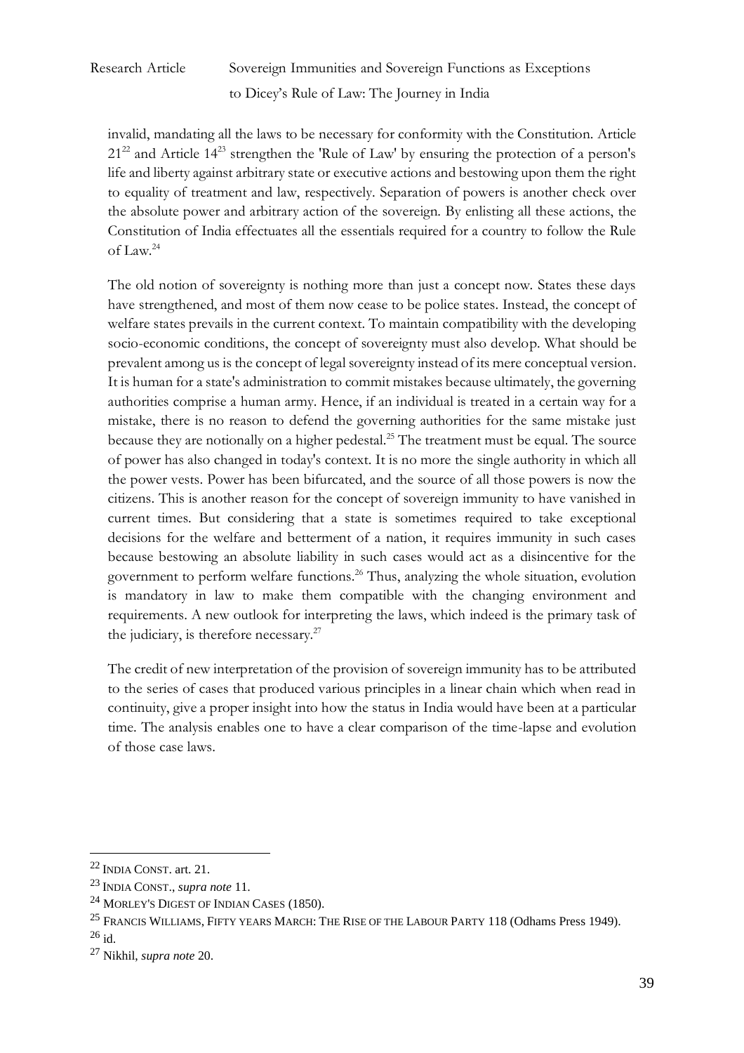invalid, mandating all the laws to be necessary for conformity with the Constitution. Article 21[22] and Article 14[23] strengthen the 'Rule of Law' by ensuring the protection of a person's life and liberty against arbitrary state or executive actions and bestowing upon them the right to equality of treatment and law, respectively. Separation of powers is another check over the absolute power and arbitrary action of the sovereign. By enlisting all these actions, the Constitution of India effectuates all the essentials required for a country to follow the Rule of Law.[24]

The old notion of sovereignty is nothing more than just a concept now. States these days have strengthened, and most of them now cease to be police states. Instead, the concept of welfare states prevails in the current context. To maintain compatibility with the developing socio-economic conditions, the concept of sovereignty must also develop. What should be prevalent among us is the concept of legal sovereignty instead of its mere conceptual version. It is human for a state's administration to commit mistakes because ultimately, the governing authorities comprise a human army. Hence, if an individual is treated in a certain way for a mistake, there is no reason to defend the governing authorities for the same mistake just because they are notionally on a higher pedestal.[25] The treatment must be equal. The source of power has also changed in today's context. It is no more the single authority in which all the power vests. Power has been bifurcated, and the source of all those powers is now the citizens. This is another reason for the concept of sovereign immunity to have vanished in current times. But considering that a state is sometimes required to take exceptional decisions for the welfare and betterment of a nation, it requires immunity in such cases because bestowing an absolute liability in such cases would act as a disincentive for the government to perform welfare functions.[26] Thus, analyzing the whole situation, evolution is mandatory in law to make them compatible with the changing environment and requirements. A new outlook for interpreting the laws, which indeed is the primary task of the judiciary, is therefore necessary.[27]

The credit of new interpretation of the provision of sovereign immunity has to be attributed to the series of cases that produced various principles in a linear chain which when read in continuity, give a proper insight into how the status in India would have been at a particular time. The analysis enables one to have a clear comparison of the time-lapse and evolution of those case laws.

---

[22] INDIA CONST. art. 21.

[23] INDIA CONST., *supra note* 11.

[24] MORLEY'S DIGEST OF INDIAN CASES (1850).

[25] FRANCIS WILLIAMS, FIFTY YEARS MARCH: THE RISE OF THE LABOUR PARTY 118 (Odhams Press 1949).

[26] id.

[27] Nikhil, *supra note* 20.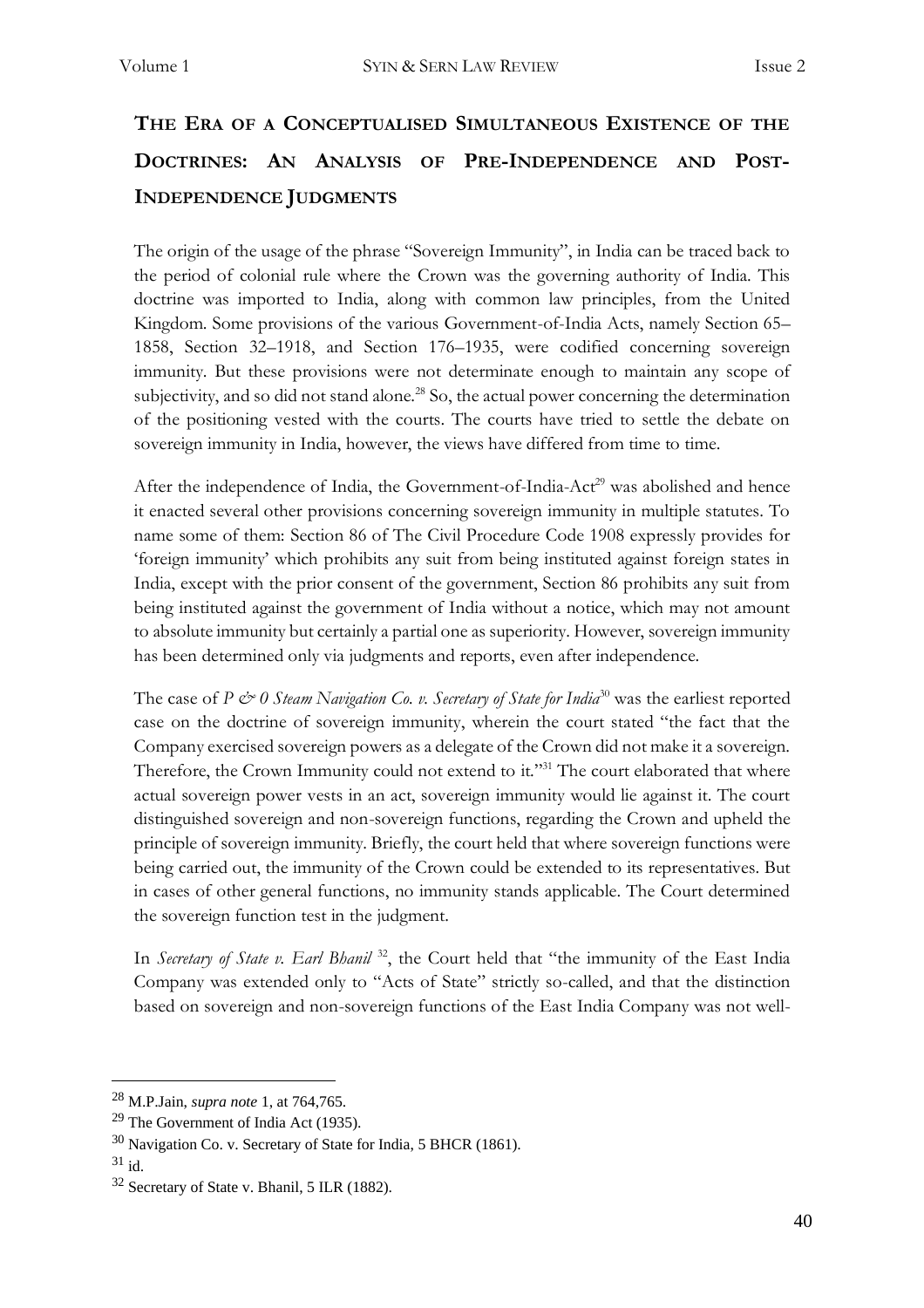## THE ERA OF A CONCEPTUALISED SIMULTANEOUS EXISTENCE OF THE DOCTRINES: AN ANALYSIS OF PRE-INDEPENDENCE AND POST-INDEPENDENCE JUDGMENTS

The origin of the usage of the phrase "Sovereign Immunity", in India can be traced back to the period of colonial rule where the Crown was the governing authority of India. This doctrine was imported to India, along with common law principles, from the United Kingdom. Some provisions of the various Government-of-India Acts, namely Section 65–1858, Section 32–1918, and Section 176–1935, were codified concerning sovereign immunity. But these provisions were not determinate enough to maintain any scope of subjectivity, and so did not stand alone.[28] So, the actual power concerning the determination of the positioning vested with the courts. The courts have tried to settle the debate on sovereign immunity in India, however, the views have differed from time to time.

After the independence of India, the Government-of-India-Act[29] was abolished and hence it enacted several other provisions concerning sovereign immunity in multiple statutes. To name some of them: Section 86 of The Civil Procedure Code 1908 expressly provides for 'foreign immunity' which prohibits any suit from being instituted against foreign states in India, except with the prior consent of the government, Section 86 prohibits any suit from being instituted against the government of India without a notice, which may not amount to absolute immunity but certainly a partial one as superiority. However, sovereign immunity has been determined only via judgments and reports, even after independence.

The case of *P & 0 Steam Navigation Co. v. Secretary of State for India*[30] was the earliest reported case on the doctrine of sovereign immunity, wherein the court stated "the fact that the Company exercised sovereign powers as a delegate of the Crown did not make it a sovereign. Therefore, the Crown Immunity could not extend to it."[31] The court elaborated that where actual sovereign power vests in an act, sovereign immunity would lie against it. The court distinguished sovereign and non-sovereign functions, regarding the Crown and upheld the principle of sovereign immunity. Briefly, the court held that where sovereign functions were being carried out, the immunity of the Crown could be extended to its representatives. But in cases of other general functions, no immunity stands applicable. The Court determined the sovereign function test in the judgment.

In *Secretary of State v. Earl Bhanil* [32], the Court held that "the immunity of the East India Company was extended only to "Acts of State" strictly so-called, and that the distinction based on sovereign and non-sovereign functions of the East India Company was not well-

---

[28] M.P.Jain, *supra note* 1, at 764,765.

[29] The Government of India Act (1935).

[30] Navigation Co. v. Secretary of State for India, 5 BHCR (1861).

[31] id.

[32] Secretary of State v. Bhanil, 5 ILR (1882).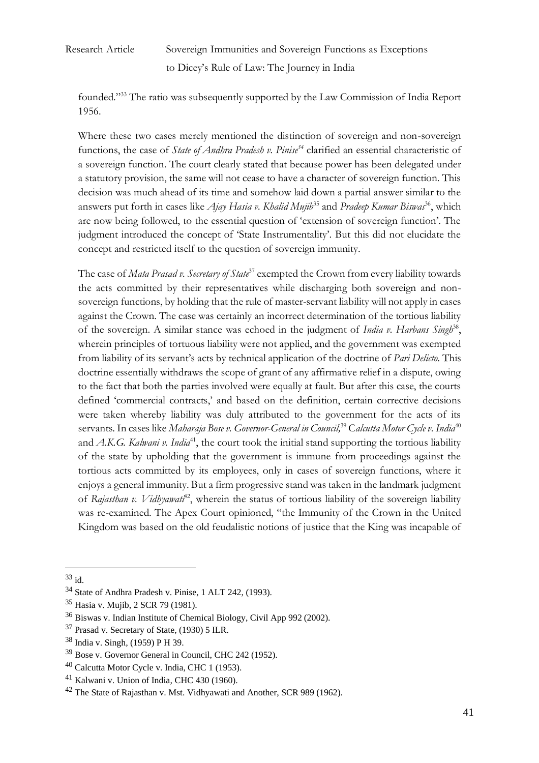founded."[33] The ratio was subsequently supported by the Law Commission of India Report 1956.

Where these two cases merely mentioned the distinction of sovereign and non-sovereign functions, the case of *State of Andhra Pradesh v. Pinise*[34] clarified an essential characteristic of a sovereign function. The court clearly stated that because power has been delegated under a statutory provision, the same will not cease to have a character of sovereign function. This decision was much ahead of its time and somehow laid down a partial answer similar to the answers put forth in cases like *Ajay Hasia v. Khalid Mujib*[35] and *Pradeep Kumar Biswas*[36], which are now being followed, to the essential question of 'extension of sovereign function'. The judgment introduced the concept of 'State Instrumentality'. But this did not elucidate the concept and restricted itself to the question of sovereign immunity.

The case of *Mata Prasad v. Secretary of State*[37] exempted the Crown from every liability towards the acts committed by their representatives while discharging both sovereign and non-sovereign functions, by holding that the rule of master-servant liability will not apply in cases against the Crown. The case was certainly an incorrect determination of the tortious liability of the sovereign. A similar stance was echoed in the judgment of *India v. Harbans Singh*[38], wherein principles of tortuous liability were not applied, and the government was exempted from liability of its servant's acts by technical application of the doctrine of *Pari Delicto*. This doctrine essentially withdraws the scope of grant of any affirmative relief in a dispute, owing to the fact that both the parties involved were equally at fault. But after this case, the courts defined 'commercial contracts,' and based on the definition, certain corrective decisions were taken whereby liability was duly attributed to the government for the acts of its servants. In cases like *Maharaja Bose v. Governor-General in Council,*[39] *Calcutta Motor Cycle v. India*[40] and *A.K.G. Kalwani v. India*[41], the court took the initial stand supporting the tortious liability of the state by upholding that the government is immune from proceedings against the tortious acts committed by its employees, only in cases of sovereign functions, where it enjoys a general immunity. But a firm progressive stand was taken in the landmark judgment of *Rajasthan v. Vidhyawati*[42], wherein the status of tortious liability of the sovereign liability was re-examined. The Apex Court opinioned, "the Immunity of the Crown in the United Kingdom was based on the old feudalistic notions of justice that the King was incapable of

---

[33] id.

[34] State of Andhra Pradesh v. Pinise, 1 ALT 242, (1993).

[35] Hasia v. Mujib, 2 SCR 79 (1981).

[36] Biswas v. Indian Institute of Chemical Biology, Civil App 992 (2002).

[37] Prasad v. Secretary of State, (1930) 5 ILR.

[38] India v. Singh, (1959) P H 39.

[39] Bose v. Governor General in Council, CHC 242 (1952).

[40] Calcutta Motor Cycle v. India, CHC 1 (1953).

[41] Kalwani v. Union of India, CHC 430 (1960).

[42] The State of Rajasthan v. Mst. Vidhyawati and Another, SCR 989 (1962).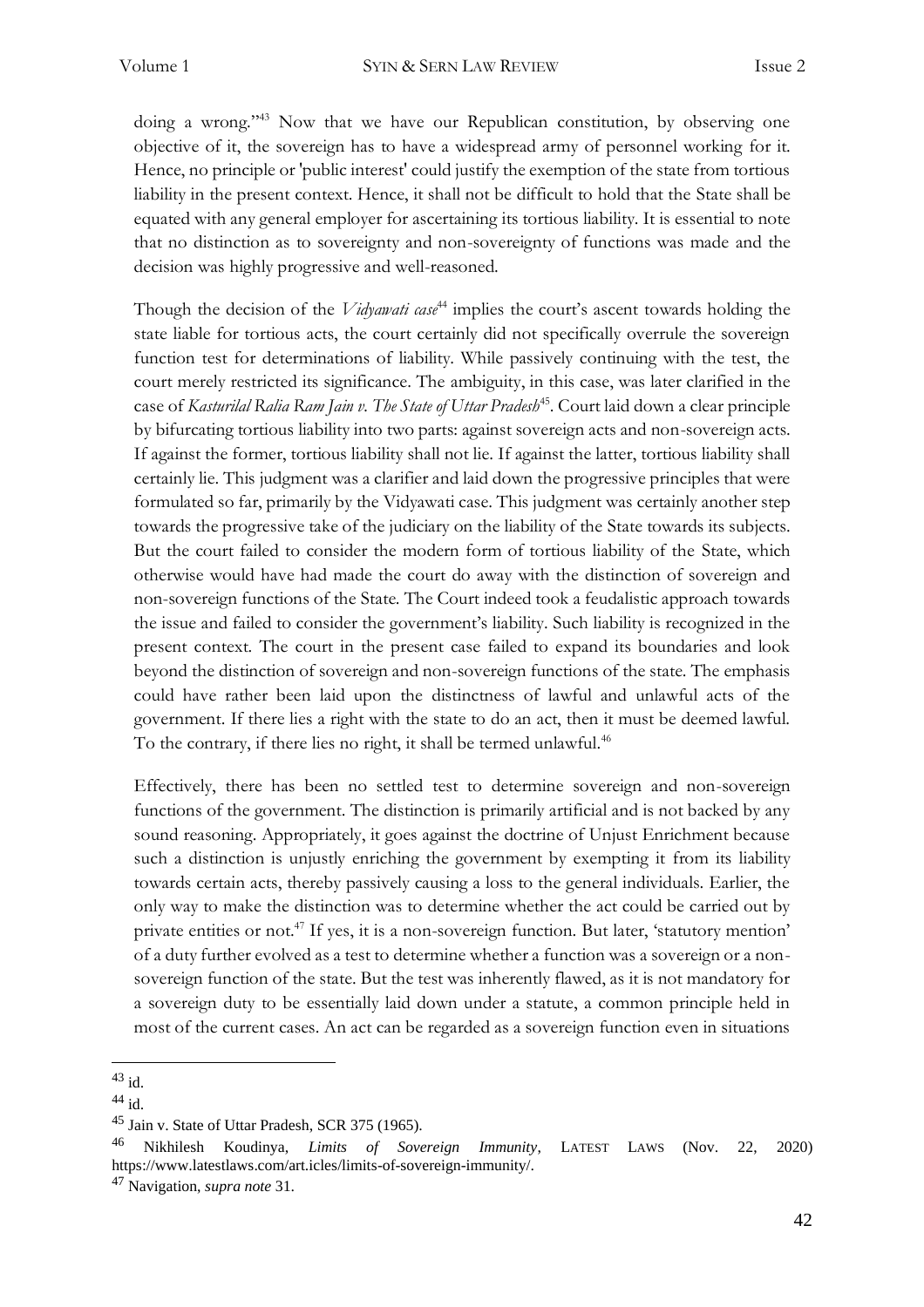doing a wrong."[43] Now that we have our Republican constitution, by observing one objective of it, the sovereign has to have a widespread army of personnel working for it. Hence, no principle or 'public interest' could justify the exemption of the state from tortious liability in the present context. Hence, it shall not be difficult to hold that the State shall be equated with any general employer for ascertaining its tortious liability. It is essential to note that no distinction as to sovereignty and non-sovereignty of functions was made and the decision was highly progressive and well-reasoned.

Though the decision of the *Vidyawati case*[44] implies the court's ascent towards holding the state liable for tortious acts, the court certainly did not specifically overrule the sovereign function test for determinations of liability. While passively continuing with the test, the court merely restricted its significance. The ambiguity, in this case, was later clarified in the case of *Kasturilal Ralia Ram Jain v. The State of Uttar Pradesh*[45]. Court laid down a clear principle by bifurcating tortious liability into two parts: against sovereign acts and non-sovereign acts. If against the former, tortious liability shall not lie. If against the latter, tortious liability shall certainly lie. This judgment was a clarifier and laid down the progressive principles that were formulated so far, primarily by the Vidyawati case. This judgment was certainly another step towards the progressive take of the judiciary on the liability of the State towards its subjects. But the court failed to consider the modern form of tortious liability of the State, which otherwise would have had made the court do away with the distinction of sovereign and non-sovereign functions of the State. The Court indeed took a feudalistic approach towards the issue and failed to consider the government's liability. Such liability is recognized in the present context. The court in the present case failed to expand its boundaries and look beyond the distinction of sovereign and non-sovereign functions of the state. The emphasis could have rather been laid upon the distinctness of lawful and unlawful acts of the government. If there lies a right with the state to do an act, then it must be deemed lawful. To the contrary, if there lies no right, it shall be termed unlawful.[46]

Effectively, there has been no settled test to determine sovereign and non-sovereign functions of the government. The distinction is primarily artificial and is not backed by any sound reasoning. Appropriately, it goes against the doctrine of Unjust Enrichment because such a distinction is unjustly enriching the government by exempting it from its liability towards certain acts, thereby passively causing a loss to the general individuals. Earlier, the only way to make the distinction was to determine whether the act could be carried out by private entities or not.[47] If yes, it is a non-sovereign function. But later, 'statutory mention' of a duty further evolved as a test to determine whether a function was a sovereign or a non-sovereign function of the state. But the test was inherently flawed, as it is not mandatory for a sovereign duty to be essentially laid down under a statute, a common principle held in most of the current cases. An act can be regarded as a sovereign function even in situations

---

[43] id.

[44] id.

[45] Jain v. State of Uttar Pradesh, SCR 375 (1965).

[46] Nikhilesh Koudinya, *Limits of Sovereign Immunity*, LATEST LAWS (Nov. 22, 2020) https://www.latestlaws.com/art.icles/limits-of-sovereign-immunity/.

[47] Navigation, *supra note* 31.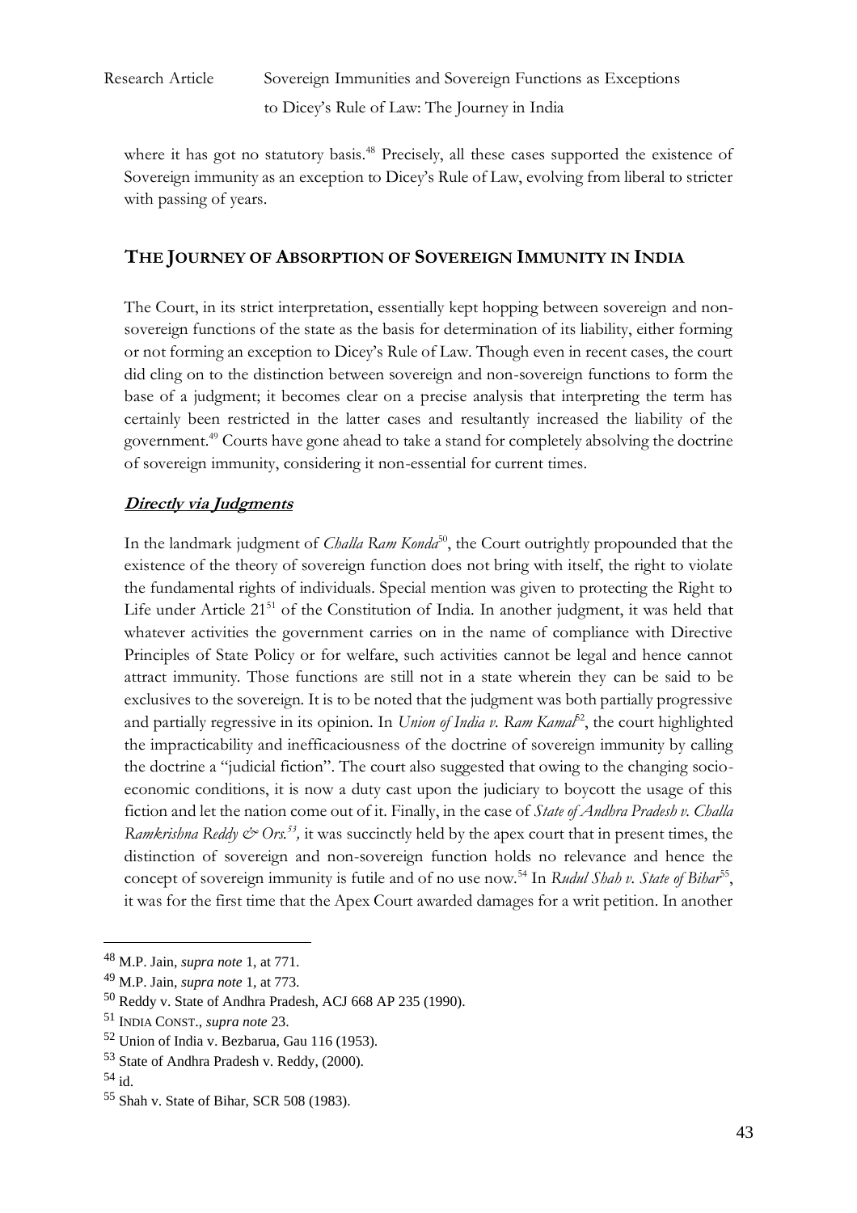where it has got no statutory basis.[48] Precisely, all these cases supported the existence of Sovereign immunity as an exception to Dicey's Rule of Law, evolving from liberal to stricter with passing of years.

## THE JOURNEY OF ABSORPTION OF SOVEREIGN IMMUNITY IN INDIA

The Court, in its strict interpretation, essentially kept hopping between sovereign and non-sovereign functions of the state as the basis for determination of its liability, either forming or not forming an exception to Dicey's Rule of Law. Though even in recent cases, the court did cling on to the distinction between sovereign and non-sovereign functions to form the base of a judgment; it becomes clear on a precise analysis that interpreting the term has certainly been restricted in the latter cases and resultantly increased the liability of the government.[49] Courts have gone ahead to take a stand for completely absolving the doctrine of sovereign immunity, considering it non-essential for current times.

### ***Directly via Judgments***

In the landmark judgment of *Challa Ram Konda*[50], the Court outrightly propounded that the existence of the theory of sovereign function does not bring with itself, the right to violate the fundamental rights of individuals. Special mention was given to protecting the Right to Life under Article 21[51] of the Constitution of India. In another judgment, it was held that whatever activities the government carries on in the name of compliance with Directive Principles of State Policy or for welfare, such activities cannot be legal and hence cannot attract immunity. Those functions are still not in a state wherein they can be said to be exclusives to the sovereign. It is to be noted that the judgment was both partially progressive and partially regressive in its opinion. In *Union of India v. Ram Kamal*[52], the court highlighted the impracticability and inefficaciousness of the doctrine of sovereign immunity by calling the doctrine a "judicial fiction". The court also suggested that owing to the changing socio-economic conditions, it is now a duty cast upon the judiciary to boycott the usage of this fiction and let the nation come out of it. Finally, in the case of *State of Andhra Pradesh v. Challa Ramkrishna Reddy & Ors.*[53], it was succinctly held by the apex court that in present times, the distinction of sovereign and non-sovereign function holds no relevance and hence the concept of sovereign immunity is futile and of no use now.[54] In *Rudul Shah v. State of Bihar*[55], it was for the first time that the Apex Court awarded damages for a writ petition. In another

---

[48] M.P. Jain, *supra note* 1, at 771.

[49] M.P. Jain, *supra note* 1, at 773.

[50] Reddy v. State of Andhra Pradesh, ACJ 668 AP 235 (1990).

[51] INDIA CONST., *supra note* 23.

[52] Union of India v. Bezbarua, Gau 116 (1953).

[53] State of Andhra Pradesh v. Reddy, (2000).

[54] id.

[55] Shah v. State of Bihar, SCR 508 (1983).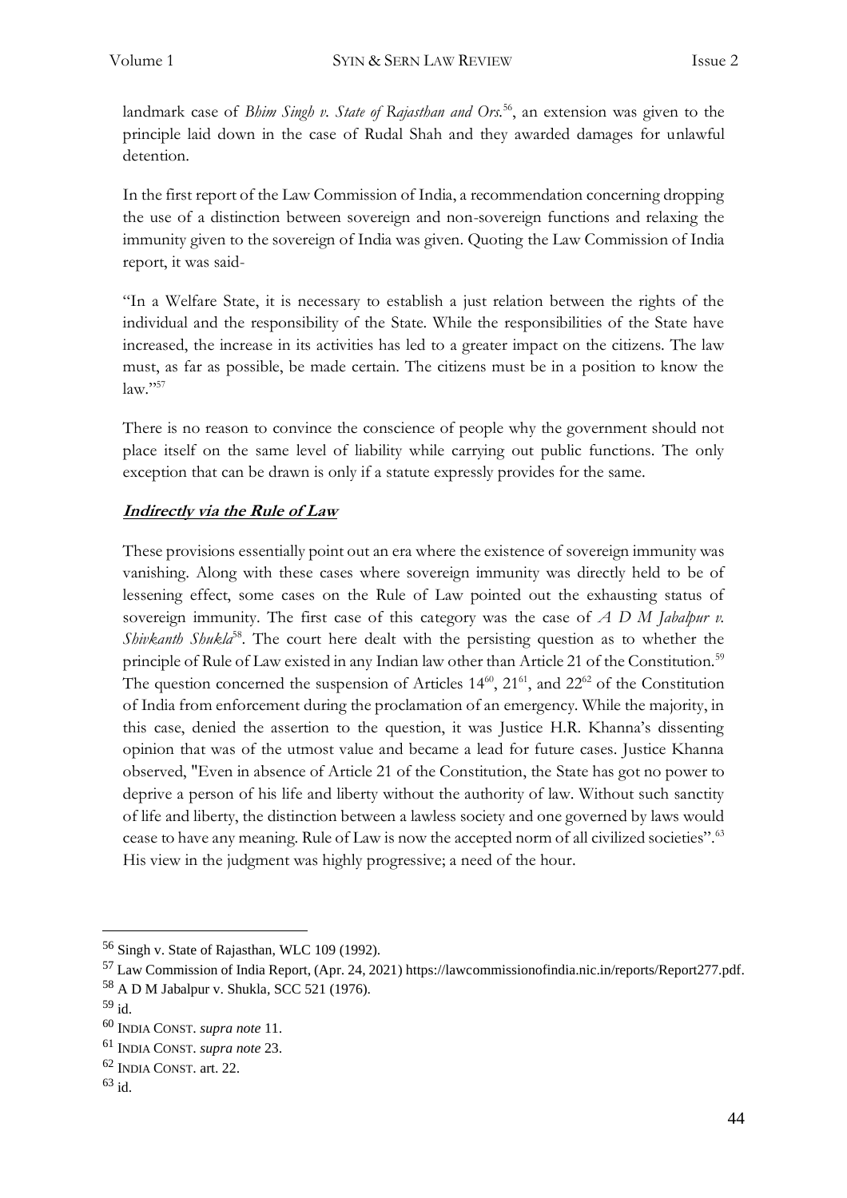landmark case of *Bhim Singh v. State of Rajasthan and Ors.*[56], an extension was given to the principle laid down in the case of Rudal Shah and they awarded damages for unlawful detention.

In the first report of the Law Commission of India, a recommendation concerning dropping the use of a distinction between sovereign and non-sovereign functions and relaxing the immunity given to the sovereign of India was given. Quoting the Law Commission of India report, it was said-

"In a Welfare State, it is necessary to establish a just relation between the rights of the individual and the responsibility of the State. While the responsibilities of the State have increased, the increase in its activities has led to a greater impact on the citizens. The law must, as far as possible, be made certain. The citizens must be in a position to know the law."[57]

There is no reason to convince the conscience of people why the government should not place itself on the same level of liability while carrying out public functions. The only exception that can be drawn is only if a statute expressly provides for the same.

***Indirectly via the Rule of Law***

These provisions essentially point out an era where the existence of sovereign immunity was vanishing. Along with these cases where sovereign immunity was directly held to be of lessening effect, some cases on the Rule of Law pointed out the exhausting status of sovereign immunity. The first case of this category was the case of *A D M Jabalpur v. Shivkanth Shukla*[58]. The court here dealt with the persisting question as to whether the principle of Rule of Law existed in any Indian law other than Article 21 of the Constitution.[59] The question concerned the suspension of Articles 14[60], 21[61], and 22[62] of the Constitution of India from enforcement during the proclamation of an emergency. While the majority, in this case, denied the assertion to the question, it was Justice H.R. Khanna's dissenting opinion that was of the utmost value and became a lead for future cases. Justice Khanna observed, "Even in absence of Article 21 of the Constitution, the State has got no power to deprive a person of his life and liberty without the authority of law. Without such sanctity of life and liberty, the distinction between a lawless society and one governed by laws would cease to have any meaning. Rule of Law is now the accepted norm of all civilized societies".[63] His view in the judgment was highly progressive; a need of the hour.

---

[56] Singh v. State of Rajasthan, WLC 109 (1992).

[57] Law Commission of India Report, (Apr. 24, 2021) https://lawcommissionofindia.nic.in/reports/Report277.pdf.

[58] A D M Jabalpur v. Shukla, SCC 521 (1976).

[59] id.

[60] INDIA CONST. *supra note* 11.

[61] INDIA CONST. *supra note* 23.

[62] INDIA CONST. art. 22.

[63] id.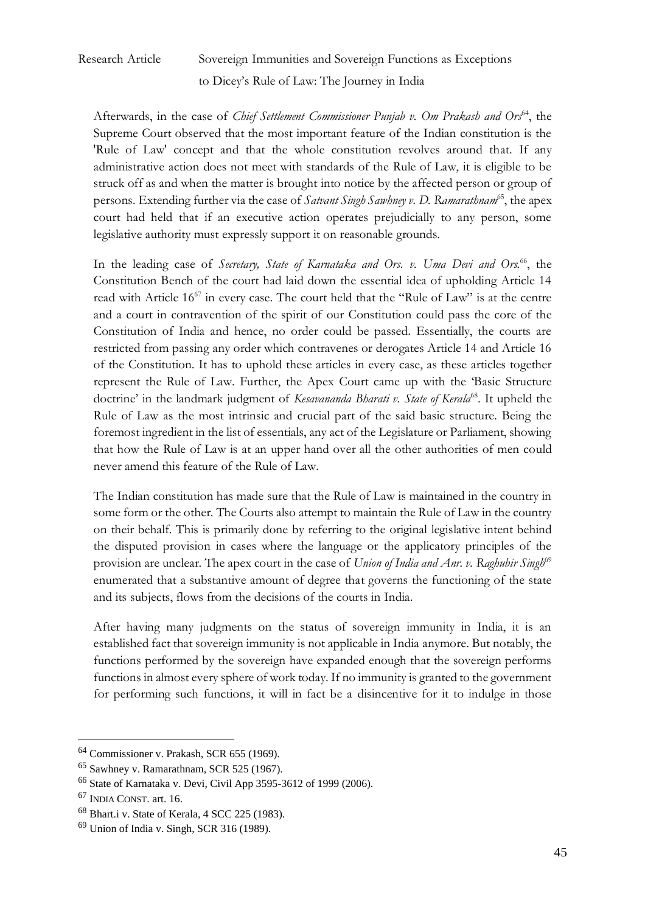Afterwards, in the case of *Chief Settlement Commissioner Punjab v. Om Prakash and Ors*[64], the Supreme Court observed that the most important feature of the Indian constitution is the 'Rule of Law' concept and that the whole constitution revolves around that. If any administrative action does not meet with standards of the Rule of Law, it is eligible to be struck off as and when the matter is brought into notice by the affected person or group of persons. Extending further via the case of *Satvant Singh Sawhney v. D. Ramarathnam*[65], the apex court had held that if an executive action operates prejudicially to any person, some legislative authority must expressly support it on reasonable grounds.

In the leading case of *Secretary, State of Karnataka and Ors. v. Uma Devi and Ors.*[66], the Constitution Bench of the court had laid down the essential idea of upholding Article 14 read with Article 16[67] in every case. The court held that the "Rule of Law" is at the centre and a court in contravention of the spirit of our Constitution could pass the core of the Constitution of India and hence, no order could be passed. Essentially, the courts are restricted from passing any order which contravenes or derogates Article 14 and Article 16 of the Constitution. It has to uphold these articles in every case, as these articles together represent the Rule of Law. Further, the Apex Court came up with the 'Basic Structure doctrine' in the landmark judgment of *Kesavananda Bharati v. State of Kerala*[68]. It upheld the Rule of Law as the most intrinsic and crucial part of the said basic structure. Being the foremost ingredient in the list of essentials, any act of the Legislature or Parliament, showing that how the Rule of Law is at an upper hand over all the other authorities of men could never amend this feature of the Rule of Law.

The Indian constitution has made sure that the Rule of Law is maintained in the country in some form or the other. The Courts also attempt to maintain the Rule of Law in the country on their behalf. This is primarily done by referring to the original legislative intent behind the disputed provision in cases where the language or the applicatory principles of the provision are unclear. The apex court in the case of *Union of India and Anr. v. Raghubir Singh*[69] enumerated that a substantive amount of degree that governs the functioning of the state and its subjects, flows from the decisions of the courts in India.

After having many judgments on the status of sovereign immunity in India, it is an established fact that sovereign immunity is not applicable in India anymore. But notably, the functions performed by the sovereign have expanded enough that the sovereign performs functions in almost every sphere of work today. If no immunity is granted to the government for performing such functions, it will in fact be a disincentive for it to indulge in those

---

[64] Commissioner v. Prakash, SCR 655 (1969).

[65] Sawhney v. Ramarathnam, SCR 525 (1967).

[66] State of Karnataka v. Devi, Civil App 3595-3612 of 1999 (2006).

[67] INDIA CONST. art. 16.

[68] Bhart.i v. State of Kerala, 4 SCC 225 (1983).

[69] Union of India v. Singh, SCR 316 (1989).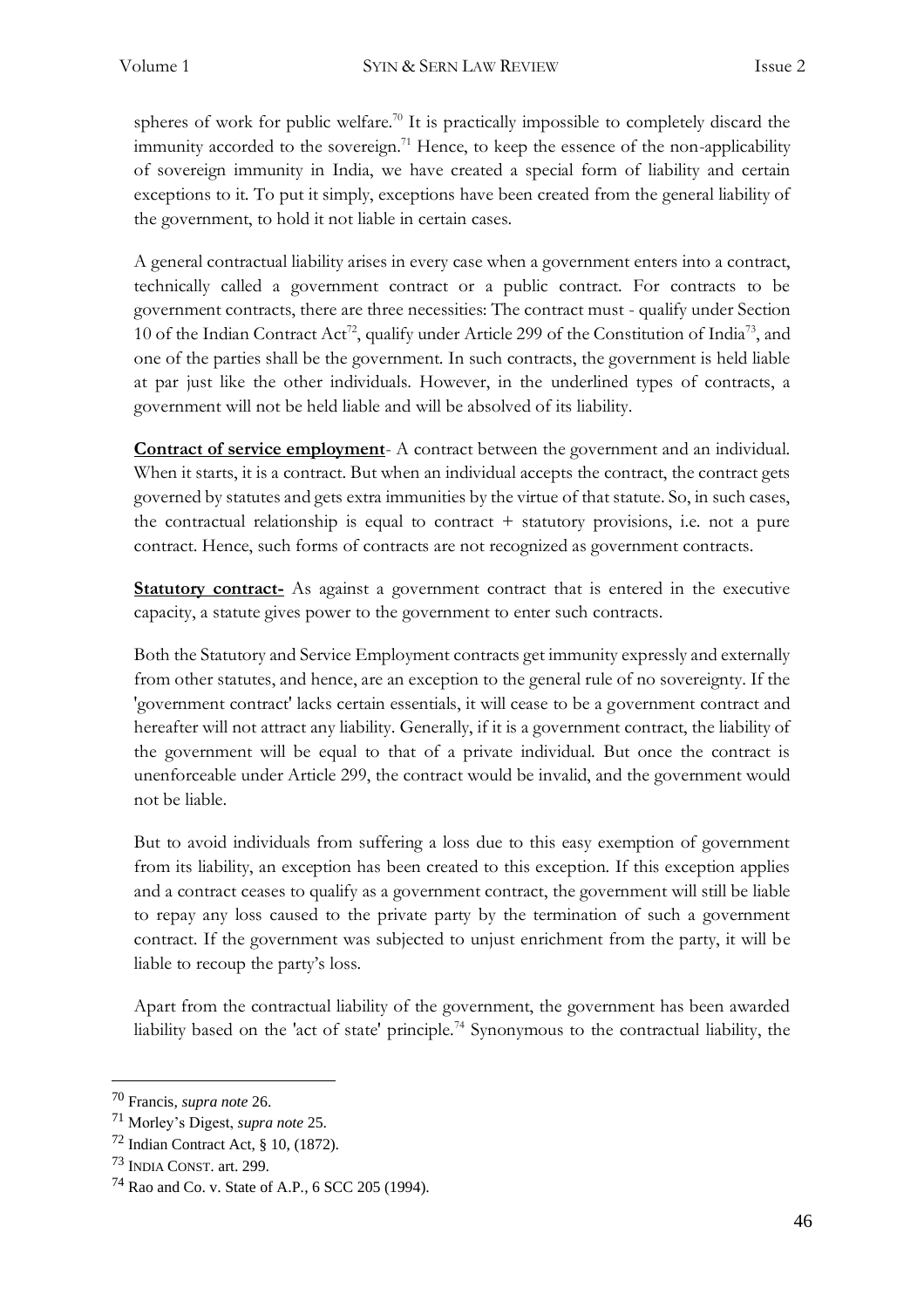spheres of work for public welfare.[70] It is practically impossible to completely discard the immunity accorded to the sovereign.[71] Hence, to keep the essence of the non-applicability of sovereign immunity in India, we have created a special form of liability and certain exceptions to it. To put it simply, exceptions have been created from the general liability of the government, to hold it not liable in certain cases.

A general contractual liability arises in every case when a government enters into a contract, technically called a government contract or a public contract. For contracts to be government contracts, there are three necessities: The contract must - qualify under Section 10 of the Indian Contract Act[72], qualify under Article 299 of the Constitution of India[73], and one of the parties shall be the government. In such contracts, the government is held liable at par just like the other individuals. However, in the underlined types of contracts, a government will not be held liable and will be absolved of its liability.

**Contract of service employment**- A contract between the government and an individual. When it starts, it is a contract. But when an individual accepts the contract, the contract gets governed by statutes and gets extra immunities by the virtue of that statute. So, in such cases, the contractual relationship is equal to contract + statutory provisions, i.e. not a pure contract. Hence, such forms of contracts are not recognized as government contracts.

**Statutory contract-** As against a government contract that is entered in the executive capacity, a statute gives power to the government to enter such contracts.

Both the Statutory and Service Employment contracts get immunity expressly and externally from other statutes, and hence, are an exception to the general rule of no sovereignty. If the 'government contract' lacks certain essentials, it will cease to be a government contract and hereafter will not attract any liability. Generally, if it is a government contract, the liability of the government will be equal to that of a private individual. But once the contract is unenforceable under Article 299, the contract would be invalid, and the government would not be liable.

But to avoid individuals from suffering a loss due to this easy exemption of government from its liability, an exception has been created to this exception. If this exception applies and a contract ceases to qualify as a government contract, the government will still be liable to repay any loss caused to the private party by the termination of such a government contract. If the government was subjected to unjust enrichment from the party, it will be liable to recoup the party's loss.

Apart from the contractual liability of the government, the government has been awarded liability based on the 'act of state' principle.[74] Synonymous to the contractual liability, the

---

[70] Francis, *supra note* 26.

[71] Morley's Digest, *supra note* 25.

[72] Indian Contract Act, § 10, (1872).

[73] INDIA CONST. art. 299.

[74] Rao and Co. v. State of A.P., 6 SCC 205 (1994).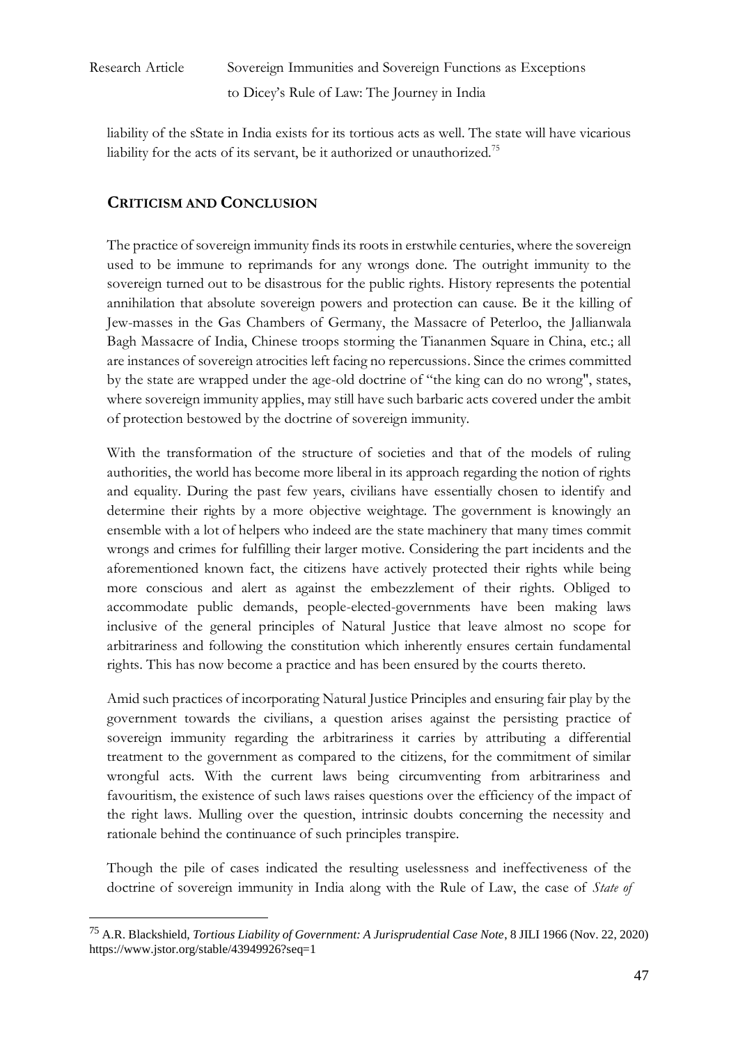liability of the sState in India exists for its tortious acts as well. The state will have vicarious liability for the acts of its servant, be it authorized or unauthorized.[75]

## CRITICISM AND CONCLUSION

The practice of sovereign immunity finds its roots in erstwhile centuries, where the sovereign used to be immune to reprimands for any wrongs done. The outright immunity to the sovereign turned out to be disastrous for the public rights. History represents the potential annihilation that absolute sovereign powers and protection can cause. Be it the killing of Jew-masses in the Gas Chambers of Germany, the Massacre of Peterloo, the Jallianwala Bagh Massacre of India, Chinese troops storming the Tiananmen Square in China, etc.; all are instances of sovereign atrocities left facing no repercussions. Since the crimes committed by the state are wrapped under the age-old doctrine of "the king can do no wrong", states, where sovereign immunity applies, may still have such barbaric acts covered under the ambit of protection bestowed by the doctrine of sovereign immunity.

With the transformation of the structure of societies and that of the models of ruling authorities, the world has become more liberal in its approach regarding the notion of rights and equality. During the past few years, civilians have essentially chosen to identify and determine their rights by a more objective weightage. The government is knowingly an ensemble with a lot of helpers who indeed are the state machinery that many times commit wrongs and crimes for fulfilling their larger motive. Considering the part incidents and the aforementioned known fact, the citizens have actively protected their rights while being more conscious and alert as against the embezzlement of their rights. Obliged to accommodate public demands, people-elected-governments have been making laws inclusive of the general principles of Natural Justice that leave almost no scope for arbitrariness and following the constitution which inherently ensures certain fundamental rights. This has now become a practice and has been ensured by the courts thereto.

Amid such practices of incorporating Natural Justice Principles and ensuring fair play by the government towards the civilians, a question arises against the persisting practice of sovereign immunity regarding the arbitrariness it carries by attributing a differential treatment to the government as compared to the citizens, for the commitment of similar wrongful acts. With the current laws being circumventing from arbitrariness and favouritism, the existence of such laws raises questions over the efficiency of the impact of the right laws. Mulling over the question, intrinsic doubts concerning the necessity and rationale behind the continuance of such principles transpire.

Though the pile of cases indicated the resulting uselessness and ineffectiveness of the doctrine of sovereign immunity in India along with the Rule of Law, the case of *State of*

---

[75] A.R. Blackshield, *Tortious Liability of Government: A Jurisprudential Case Note*, 8 JILI 1966 (Nov. 22, 2020) https://www.jstor.org/stable/43949926?seq=1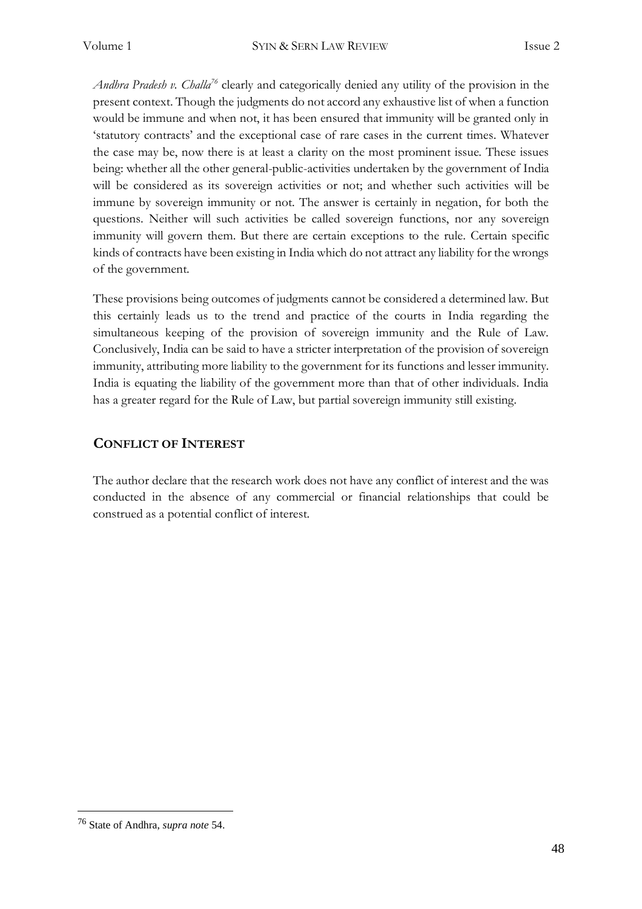*Andhra Pradesh v. Challa*[76] clearly and categorically denied any utility of the provision in the present context. Though the judgments do not accord any exhaustive list of when a function would be immune and when not, it has been ensured that immunity will be granted only in 'statutory contracts' and the exceptional case of rare cases in the current times. Whatever the case may be, now there is at least a clarity on the most prominent issue. These issues being: whether all the other general-public-activities undertaken by the government of India will be considered as its sovereign activities or not; and whether such activities will be immune by sovereign immunity or not. The answer is certainly in negation, for both the questions. Neither will such activities be called sovereign functions, nor any sovereign immunity will govern them. But there are certain exceptions to the rule. Certain specific kinds of contracts have been existing in India which do not attract any liability for the wrongs of the government.

These provisions being outcomes of judgments cannot be considered a determined law. But this certainly leads us to the trend and practice of the courts in India regarding the simultaneous keeping of the provision of sovereign immunity and the Rule of Law. Conclusively, India can be said to have a stricter interpretation of the provision of sovereign immunity, attributing more liability to the government for its functions and lesser immunity. India is equating the liability of the government more than that of other individuals. India has a greater regard for the Rule of Law, but partial sovereign immunity still existing.

## CONFLICT OF INTEREST

The author declare that the research work does not have any conflict of interest and the was conducted in the absence of any commercial or financial relationships that could be construed as a potential conflict of interest.

---

[76] State of Andhra, *supra note* 54.